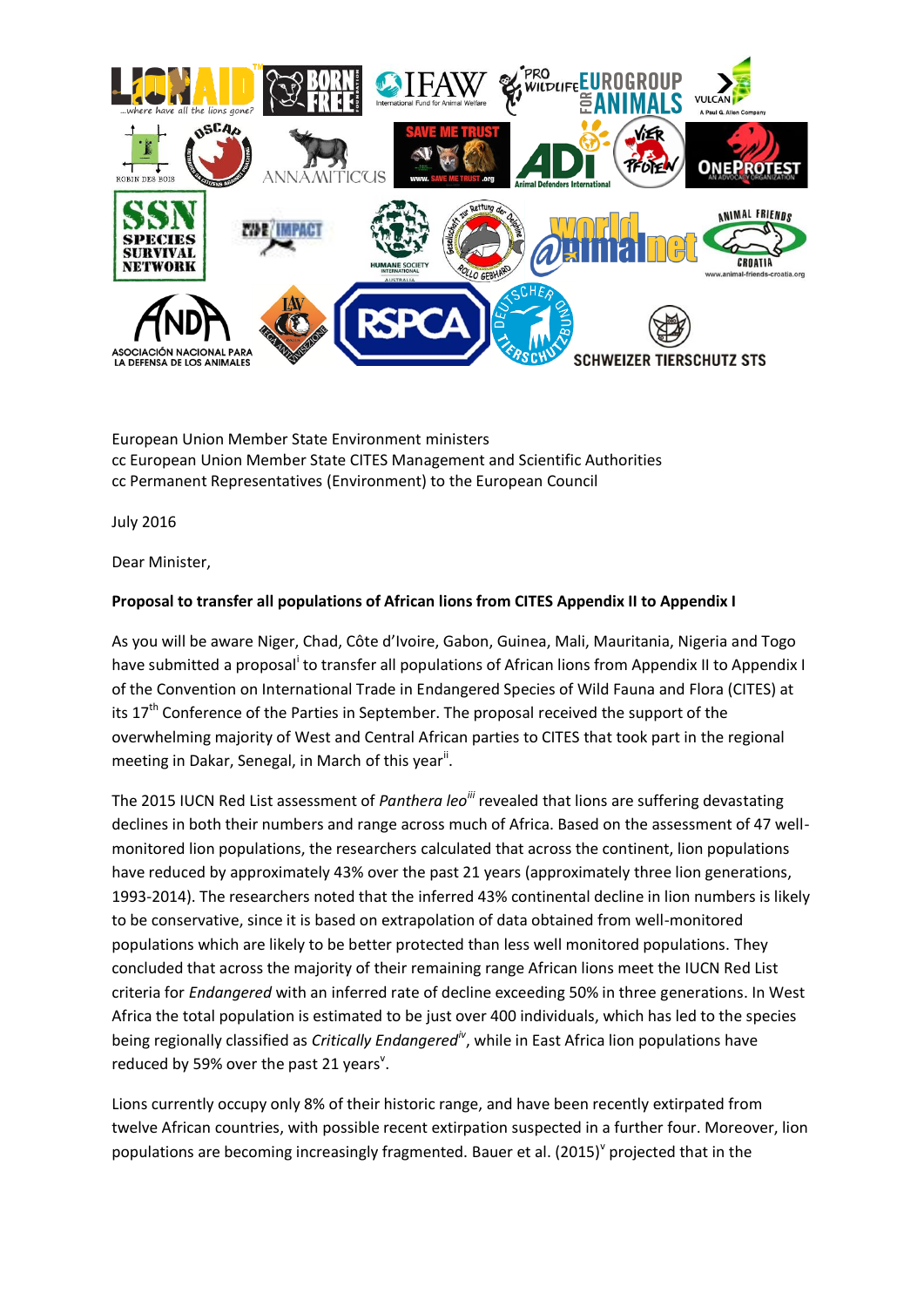European Union Member State Environment ministers
cc European Union Member State CITES Management and Scientific Authorities
cc Permanent Representatives (Environment) to the European Council

July 2016

Dear Minister,

**Proposal to transfer all populations of African lions from CITES Appendix II to Appendix I**

As you will be aware Niger, Chad, Côte d'Ivoire, Gabon, Guinea, Mali, Mauritania, Nigeria and Togo have submitted a proposal[i] to transfer all populations of African lions from Appendix II to Appendix I of the Convention on International Trade in Endangered Species of Wild Fauna and Flora (CITES) at its 17th Conference of the Parties in September. The proposal received the support of the overwhelming majority of West and Central African parties to CITES that took part in the regional meeting in Dakar, Senegal, in March of this year[ii].

The 2015 IUCN Red List assessment of *Panthera leo*[iii] revealed that lions are suffering devastating declines in both their numbers and range across much of Africa. Based on the assessment of 47 well-monitored lion populations, the researchers calculated that across the continent, lion populations have reduced by approximately 43% over the past 21 years (approximately three lion generations, 1993-2014). The researchers noted that the inferred 43% continental decline in lion numbers is likely to be conservative, since it is based on extrapolation of data obtained from well-monitored populations which are likely to be better protected than less well monitored populations. They concluded that across the majority of their remaining range African lions meet the IUCN Red List criteria for *Endangered* with an inferred rate of decline exceeding 50% in three generations. In West Africa the total population is estimated to be just over 400 individuals, which has led to the species being regionally classified as *Critically Endangered*[iv], while in East Africa lion populations have reduced by 59% over the past 21 years[v].

Lions currently occupy only 8% of their historic range, and have been recently extirpated from twelve African countries, with possible recent extirpation suspected in a further four. Moreover, lion populations are becoming increasingly fragmented. Bauer et al. (2015)[v] projected that in the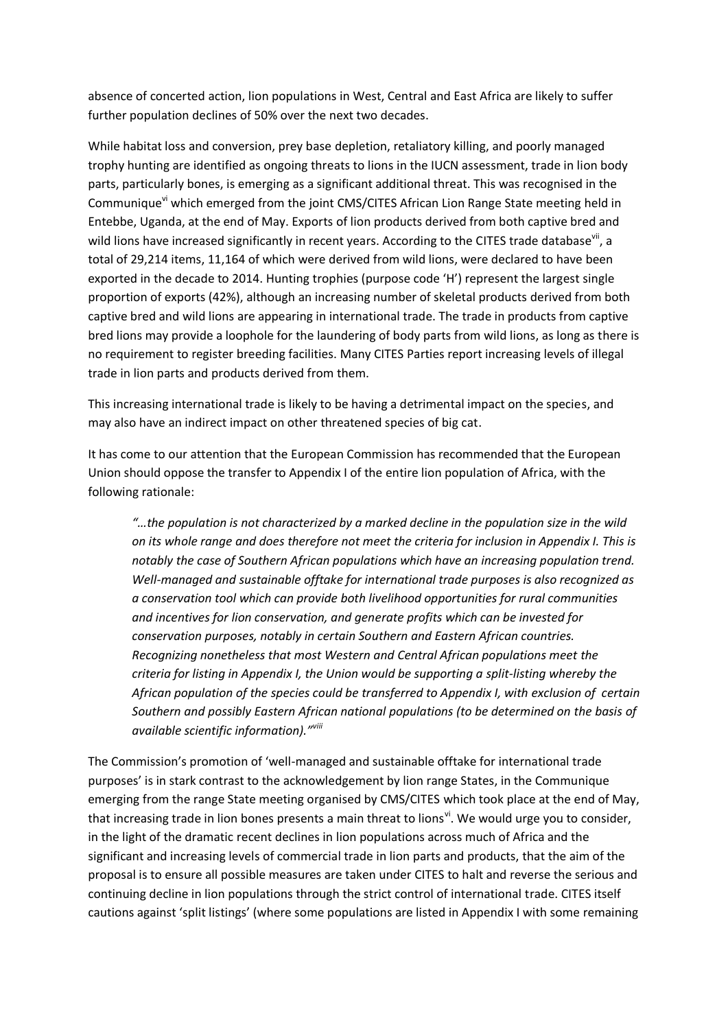absence of concerted action, lion populations in West, Central and East Africa are likely to suffer further population declines of 50% over the next two decades.

While habitat loss and conversion, prey base depletion, retaliatory killing, and poorly managed trophy hunting are identified as ongoing threats to lions in the IUCN assessment, trade in lion body parts, particularly bones, is emerging as a significant additional threat. This was recognised in the Communique[vi] which emerged from the joint CMS/CITES African Lion Range State meeting held in Entebbe, Uganda, at the end of May. Exports of lion products derived from both captive bred and wild lions have increased significantly in recent years. According to the CITES trade database[vii], a total of 29,214 items, 11,164 of which were derived from wild lions, were declared to have been exported in the decade to 2014. Hunting trophies (purpose code 'H') represent the largest single proportion of exports (42%), although an increasing number of skeletal products derived from both captive bred and wild lions are appearing in international trade. The trade in products from captive bred lions may provide a loophole for the laundering of body parts from wild lions, as long as there is no requirement to register breeding facilities. Many CITES Parties report increasing levels of illegal trade in lion parts and products derived from them.

This increasing international trade is likely to be having a detrimental impact on the species, and may also have an indirect impact on other threatened species of big cat.

It has come to our attention that the European Commission has recommended that the European Union should oppose the transfer to Appendix I of the entire lion population of Africa, with the following rationale:

> *"…the population is not characterized by a marked decline in the population size in the wild on its whole range and does therefore not meet the criteria for inclusion in Appendix I. This is notably the case of Southern African populations which have an increasing population trend. Well-managed and sustainable offtake for international trade purposes is also recognized as a conservation tool which can provide both livelihood opportunities for rural communities and incentives for lion conservation, and generate profits which can be invested for conservation purposes, notably in certain Southern and Eastern African countries. Recognizing nonetheless that most Western and Central African populations meet the criteria for listing in Appendix I, the Union would be supporting a split-listing whereby the African population of the species could be transferred to Appendix I, with exclusion of certain Southern and possibly Eastern African national populations (to be determined on the basis of available scientific information)."*[viii]

The Commission's promotion of 'well-managed and sustainable offtake for international trade purposes' is in stark contrast to the acknowledgement by lion range States, in the Communique emerging from the range State meeting organised by CMS/CITES which took place at the end of May, that increasing trade in lion bones presents a main threat to lions[vi]. We would urge you to consider, in the light of the dramatic recent declines in lion populations across much of Africa and the significant and increasing levels of commercial trade in lion parts and products, that the aim of the proposal is to ensure all possible measures are taken under CITES to halt and reverse the serious and continuing decline in lion populations through the strict control of international trade. CITES itself cautions against 'split listings' (where some populations are listed in Appendix I with some remaining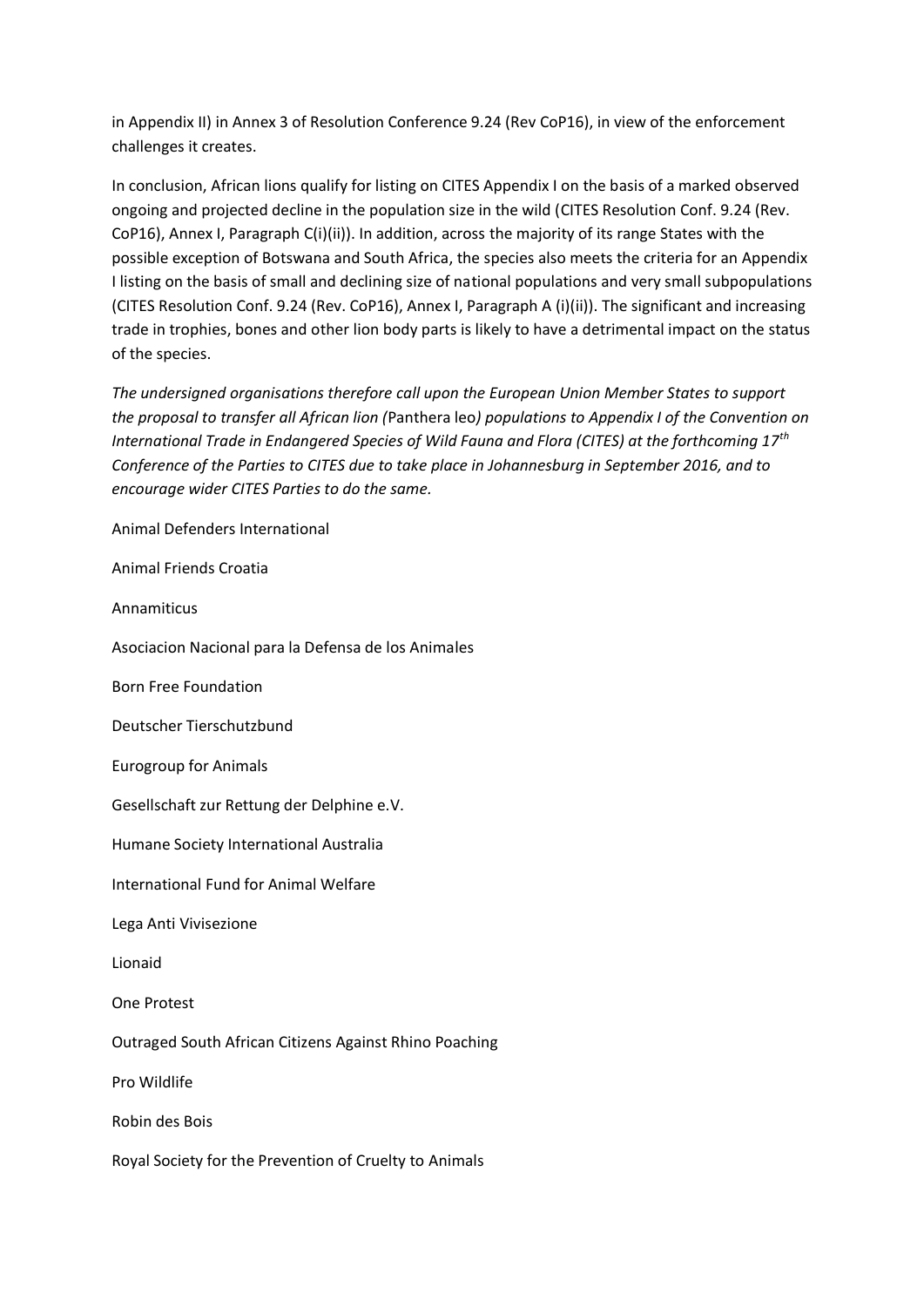in Appendix II) in Annex 3 of Resolution Conference 9.24 (Rev CoP16), in view of the enforcement challenges it creates.

In conclusion, African lions qualify for listing on CITES Appendix I on the basis of a marked observed ongoing and projected decline in the population size in the wild (CITES Resolution Conf. 9.24 (Rev. CoP16), Annex I, Paragraph C(i)(ii)). In addition, across the majority of its range States with the possible exception of Botswana and South Africa, the species also meets the criteria for an Appendix I listing on the basis of small and declining size of national populations and very small subpopulations (CITES Resolution Conf. 9.24 (Rev. CoP16), Annex I, Paragraph A (i)(ii)). The significant and increasing trade in trophies, bones and other lion body parts is likely to have a detrimental impact on the status of the species.

*The undersigned organisations therefore call upon the European Union Member States to support the proposal to transfer all African lion (*Panthera leo*) populations to Appendix I of the Convention on International Trade in Endangered Species of Wild Fauna and Flora (CITES) at the forthcoming 17th Conference of the Parties to CITES due to take place in Johannesburg in September 2016, and to encourage wider CITES Parties to do the same.*

Animal Defenders International

Animal Friends Croatia

Annamiticus

Asociacion Nacional para la Defensa de los Animales

Born Free Foundation

Deutscher Tierschutzbund

Eurogroup for Animals

Gesellschaft zur Rettung der Delphine e.V.

Humane Society International Australia

International Fund for Animal Welfare

Lega Anti Vivisezione

Lionaid

One Protest

Outraged South African Citizens Against Rhino Poaching

Pro Wildlife

Robin des Bois

Royal Society for the Prevention of Cruelty to Animals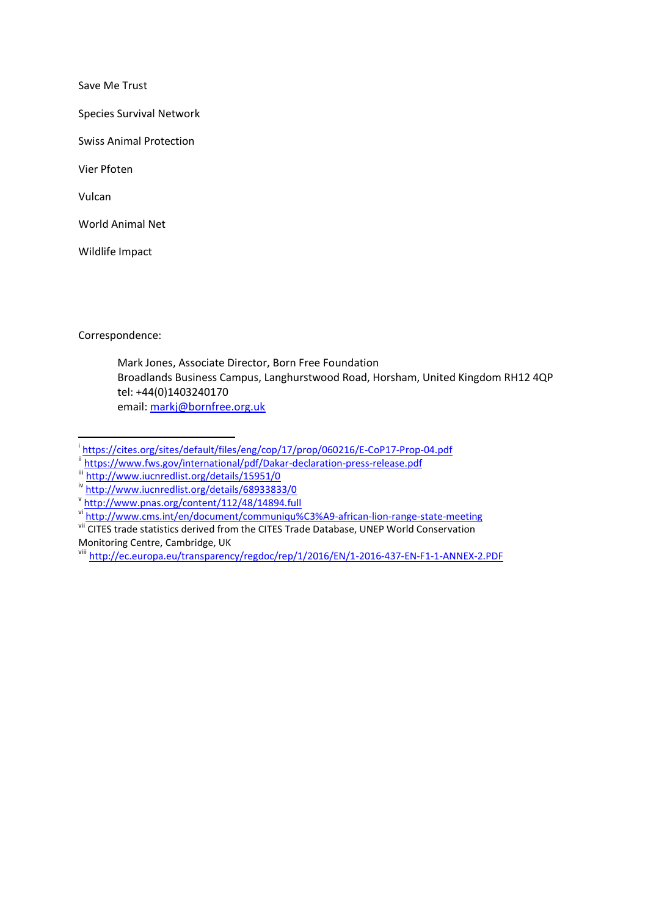Save Me Trust

Species Survival Network

Swiss Animal Protection

Vier Pfoten

Vulcan

World Animal Net

Wildlife Impact

Correspondence:

> Mark Jones, Associate Director, Born Free Foundation
> Broadlands Business Campus, Langhurstwood Road, Horsham, United Kingdom RH12 4QP
> tel: +44(0)1403240170
> email: markj@bornfree.org.uk

---

[i] https://cites.org/sites/default/files/eng/cop/17/prop/060216/E-CoP17-Prop-04.pdf
[ii] https://www.fws.gov/international/pdf/Dakar-declaration-press-release.pdf
[iii] http://www.iucnredlist.org/details/15951/0
[iv] http://www.iucnredlist.org/details/68933833/0
[v] http://www.pnas.org/content/112/48/14894.full
[vi] http://www.cms.int/en/document/communiqu%C3%A9-african-lion-range-state-meeting
[vii] CITES trade statistics derived from the CITES Trade Database, UNEP World Conservation Monitoring Centre, Cambridge, UK
[viii] http://ec.europa.eu/transparency/regdoc/rep/1/2016/EN/1-2016-437-EN-F1-1-ANNEX-2.PDF